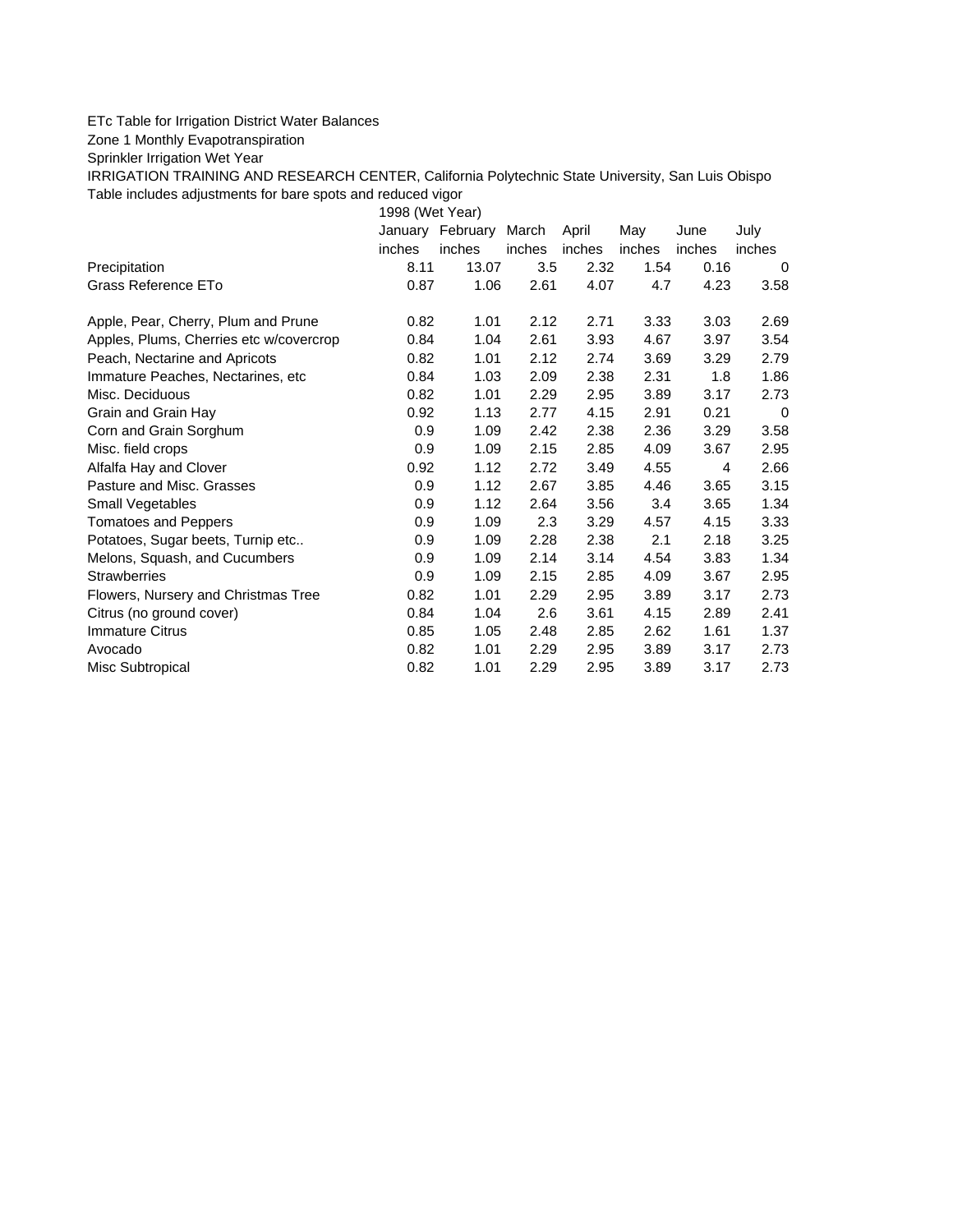ETc Table for Irrigation District Water Balances

Zone 1 Monthly Evapotranspiration

Sprinkler Irrigation Wet Year

IRRIGATION TRAINING AND RESEARCH CENTER, California Polytechnic State University, San Luis Obispo

Table includes adjustments for bare spots and reduced vigor

| | 1998 (Wet Year) | | | | | | |
|---|---|---|---|---|---|---|---|
| | January | February | March | April | May | June | July |
| | inches | inches | inches | inches | inches | inches | inches |
| Precipitation | 8.11 | 13.07 | 3.5 | 2.32 | 1.54 | 0.16 | 0 |
| Grass Reference ETo | 0.87 | 1.06 | 2.61 | 4.07 | 4.7 | 4.23 | 3.58 |
| | | | | | | | |
| Apple, Pear, Cherry, Plum and Prune | 0.82 | 1.01 | 2.12 | 2.71 | 3.33 | 3.03 | 2.69 |
| Apples, Plums, Cherries etc w/covercrop | 0.84 | 1.04 | 2.61 | 3.93 | 4.67 | 3.97 | 3.54 |
| Peach, Nectarine and Apricots | 0.82 | 1.01 | 2.12 | 2.74 | 3.69 | 3.29 | 2.79 |
| Immature Peaches, Nectarines, etc | 0.84 | 1.03 | 2.09 | 2.38 | 2.31 | 1.8 | 1.86 |
| Misc. Deciduous | 0.82 | 1.01 | 2.29 | 2.95 | 3.89 | 3.17 | 2.73 |
| Grain and Grain Hay | 0.92 | 1.13 | 2.77 | 4.15 | 2.91 | 0.21 | 0 |
| Corn and Grain Sorghum | 0.9 | 1.09 | 2.42 | 2.38 | 2.36 | 3.29 | 3.58 |
| Misc. field crops | 0.9 | 1.09 | 2.15 | 2.85 | 4.09 | 3.67 | 2.95 |
| Alfalfa Hay and Clover | 0.92 | 1.12 | 2.72 | 3.49 | 4.55 | 4 | 2.66 |
| Pasture and Misc. Grasses | 0.9 | 1.12 | 2.67 | 3.85 | 4.46 | 3.65 | 3.15 |
| Small Vegetables | 0.9 | 1.12 | 2.64 | 3.56 | 3.4 | 3.65 | 1.34 |
| Tomatoes and Peppers | 0.9 | 1.09 | 2.3 | 3.29 | 4.57 | 4.15 | 3.33 |
| Potatoes, Sugar beets, Turnip etc.. | 0.9 | 1.09 | 2.28 | 2.38 | 2.1 | 2.18 | 3.25 |
| Melons, Squash, and Cucumbers | 0.9 | 1.09 | 2.14 | 3.14 | 4.54 | 3.83 | 1.34 |
| Strawberries | 0.9 | 1.09 | 2.15 | 2.85 | 4.09 | 3.67 | 2.95 |
| Flowers, Nursery and Christmas Tree | 0.82 | 1.01 | 2.29 | 2.95 | 3.89 | 3.17 | 2.73 |
| Citrus (no ground cover) | 0.84 | 1.04 | 2.6 | 3.61 | 4.15 | 2.89 | 2.41 |
| Immature Citrus | 0.85 | 1.05 | 2.48 | 2.85 | 2.62 | 1.61 | 1.37 |
| Avocado | 0.82 | 1.01 | 2.29 | 2.95 | 3.89 | 3.17 | 2.73 |
| Misc Subtropical | 0.82 | 1.01 | 2.29 | 2.95 | 3.89 | 3.17 | 2.73 |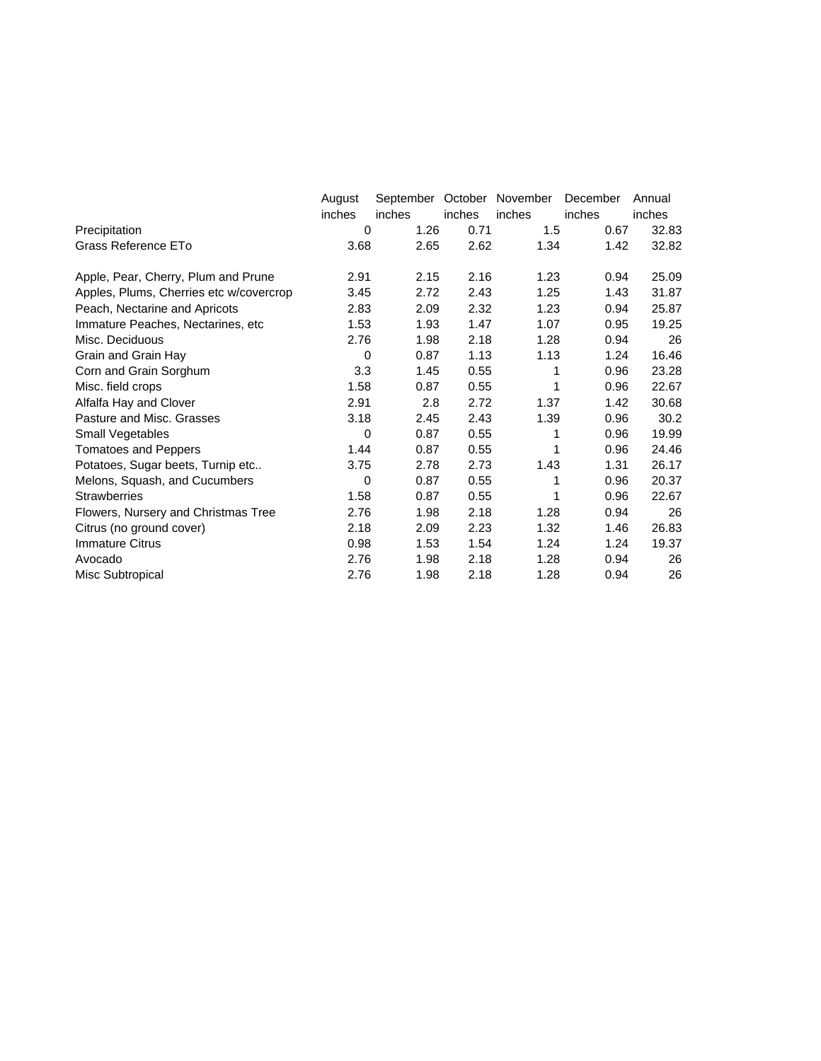| | August inches | September inches | October inches | November inches | December inches | Annual inches |
|---|---|---|---|---|---|---|
| Precipitation | 0 | 1.26 | 0.71 | 1.5 | 0.67 | 32.83 |
| Grass Reference ETo | 3.68 | 2.65 | 2.62 | 1.34 | 1.42 | 32.82 |
| | | | | | | |
| Apple, Pear, Cherry, Plum and Prune | 2.91 | 2.15 | 2.16 | 1.23 | 0.94 | 25.09 |
| Apples, Plums, Cherries etc w/covercrop | 3.45 | 2.72 | 2.43 | 1.25 | 1.43 | 31.87 |
| Peach, Nectarine and Apricots | 2.83 | 2.09 | 2.32 | 1.23 | 0.94 | 25.87 |
| Immature Peaches, Nectarines, etc | 1.53 | 1.93 | 1.47 | 1.07 | 0.95 | 19.25 |
| Misc. Deciduous | 2.76 | 1.98 | 2.18 | 1.28 | 0.94 | 26 |
| Grain and Grain Hay | 0 | 0.87 | 1.13 | 1.13 | 1.24 | 16.46 |
| Corn and Grain Sorghum | 3.3 | 1.45 | 0.55 | 1 | 0.96 | 23.28 |
| Misc. field crops | 1.58 | 0.87 | 0.55 | 1 | 0.96 | 22.67 |
| Alfalfa Hay and Clover | 2.91 | 2.8 | 2.72 | 1.37 | 1.42 | 30.68 |
| Pasture and Misc. Grasses | 3.18 | 2.45 | 2.43 | 1.39 | 0.96 | 30.2 |
| Small Vegetables | 0 | 0.87 | 0.55 | 1 | 0.96 | 19.99 |
| Tomatoes and Peppers | 1.44 | 0.87 | 0.55 | 1 | 0.96 | 24.46 |
| Potatoes, Sugar beets, Turnip etc.. | 3.75 | 2.78 | 2.73 | 1.43 | 1.31 | 26.17 |
| Melons, Squash, and Cucumbers | 0 | 0.87 | 0.55 | 1 | 0.96 | 20.37 |
| Strawberries | 1.58 | 0.87 | 0.55 | 1 | 0.96 | 22.67 |
| Flowers, Nursery and Christmas Tree | 2.76 | 1.98 | 2.18 | 1.28 | 0.94 | 26 |
| Citrus (no ground cover) | 2.18 | 2.09 | 2.23 | 1.32 | 1.46 | 26.83 |
| Immature Citrus | 0.98 | 1.53 | 1.54 | 1.24 | 1.24 | 19.37 |
| Avocado | 2.76 | 1.98 | 2.18 | 1.28 | 0.94 | 26 |
| Misc Subtropical | 2.76 | 1.98 | 2.18 | 1.28 | 0.94 | 26 |